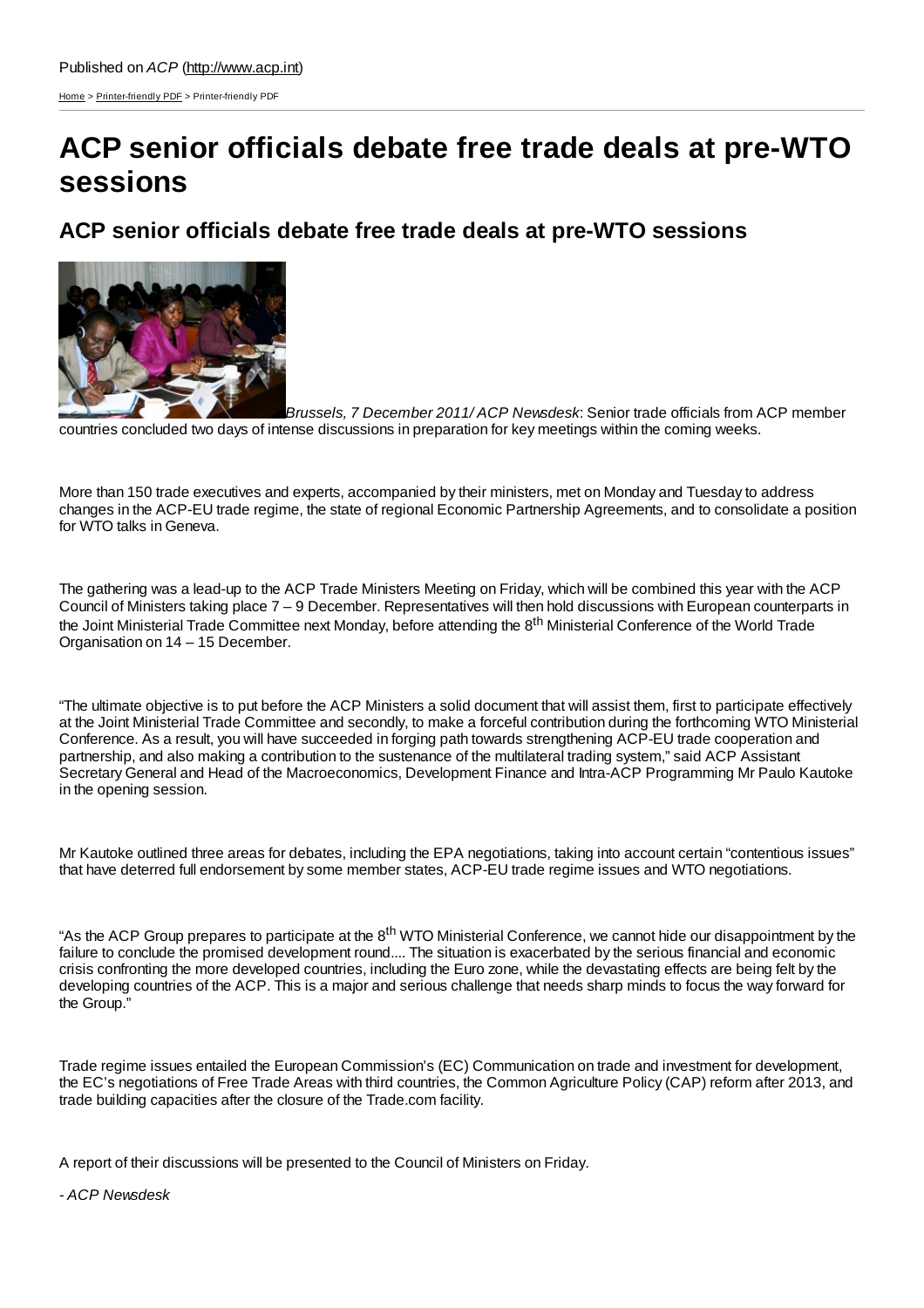Published on *ACP* (http://www.acp.int)

Home > Printer-friendly PDF > Printer-friendly PDF

# ACP senior officials debate free trade deals at pre-WTO sessions

## ACP senior officials debate free trade deals at pre-WTO sessions

*Brussels, 7 December 2011/ ACP Newsdesk*: Senior trade officials from ACP member countries concluded two days of intense discussions in preparation for key meetings within the coming weeks.

More than 150 trade executives and experts, accompanied by their ministers, met on Monday and Tuesday to address changes in the ACP-EU trade regime, the state of regional Economic Partnership Agreements, and to consolidate a position for WTO talks in Geneva.

The gathering was a lead-up to the ACP Trade Ministers Meeting on Friday, which will be combined this year with the ACP Council of Ministers taking place 7 – 9 December. Representatives will then hold discussions with European counterparts in the Joint Ministerial Trade Committee next Monday, before attending the 8th Ministerial Conference of the World Trade Organisation on 14 – 15 December.

"The ultimate objective is to put before the ACP Ministers a solid document that will assist them, first to participate effectively at the Joint Ministerial Trade Committee and secondly, to make a forceful contribution during the forthcoming WTO Ministerial Conference. As a result, you will have succeeded in forging path towards strengthening ACP-EU trade cooperation and partnership, and also making a contribution to the sustenance of the multilateral trading system," said ACP Assistant Secretary General and Head of the Macroeconomics, Development Finance and Intra-ACP Programming Mr Paulo Kautoke in the opening session.

Mr Kautoke outlined three areas for debates, including the EPA negotiations, taking into account certain "contentious issues" that have deterred full endorsement by some member states, ACP-EU trade regime issues and WTO negotiations.

"As the ACP Group prepares to participate at the 8th WTO Ministerial Conference, we cannot hide our disappointment by the failure to conclude the promised development round.... The situation is exacerbated by the serious financial and economic crisis confronting the more developed countries, including the Euro zone, while the devastating effects are being felt by the developing countries of the ACP. This is a major and serious challenge that needs sharp minds to focus the way forward for the Group."

Trade regime issues entailed the European Commission's (EC) Communication on trade and investment for development, the EC's negotiations of Free Trade Areas with third countries, the Common Agriculture Policy (CAP) reform after 2013, and trade building capacities after the closure of the Trade.com facility.

A report of their discussions will be presented to the Council of Ministers on Friday.

*- ACP Newsdesk*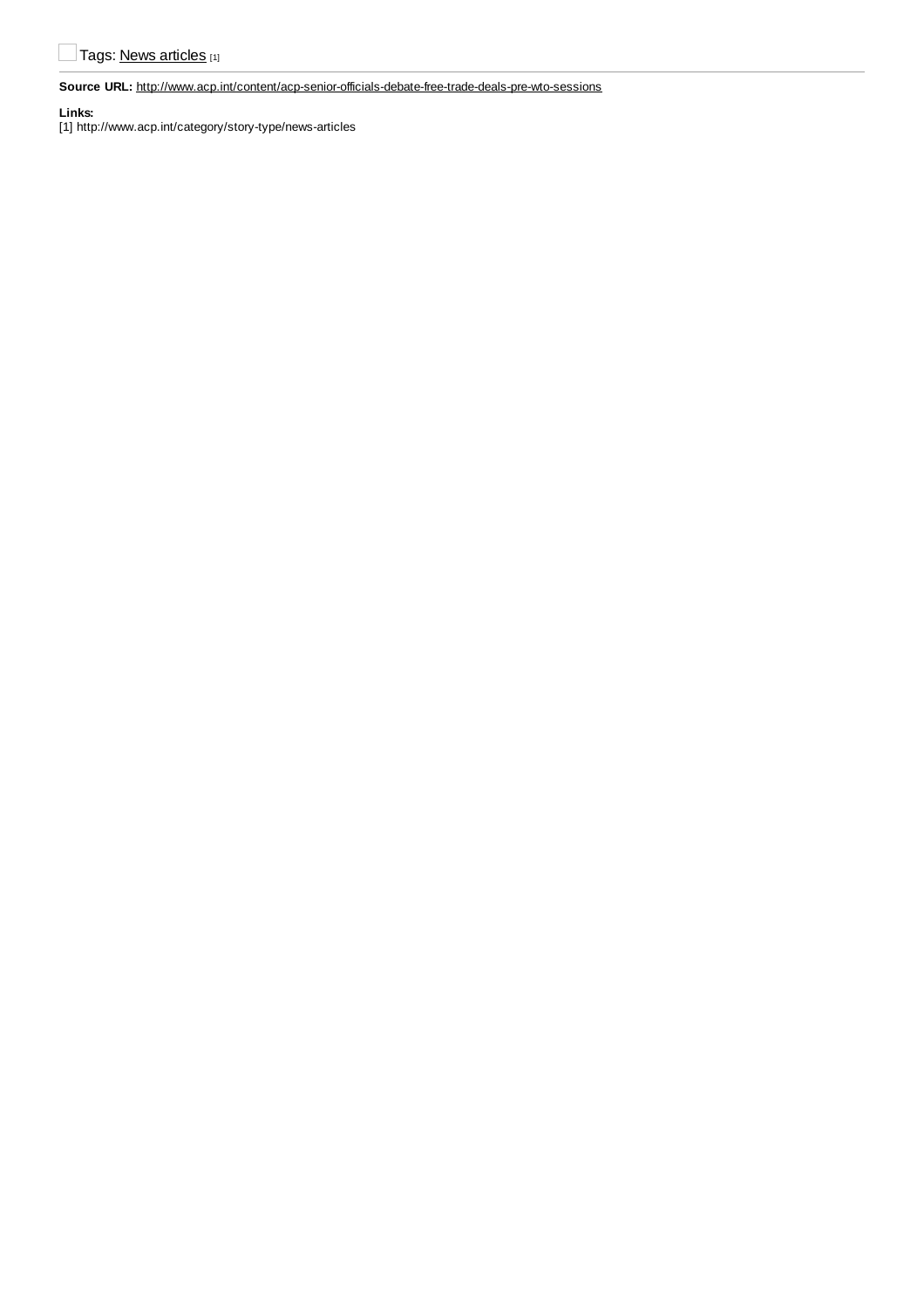Tags: [News articles](http://www.acp.int/category/story-type/news-articles) [1]

---

**Source URL:** http://www.acp.int/content/acp-senior-officials-debate-free-trade-deals-pre-wto-sessions

**Links:**
[1] http://www.acp.int/category/story-type/news-articles